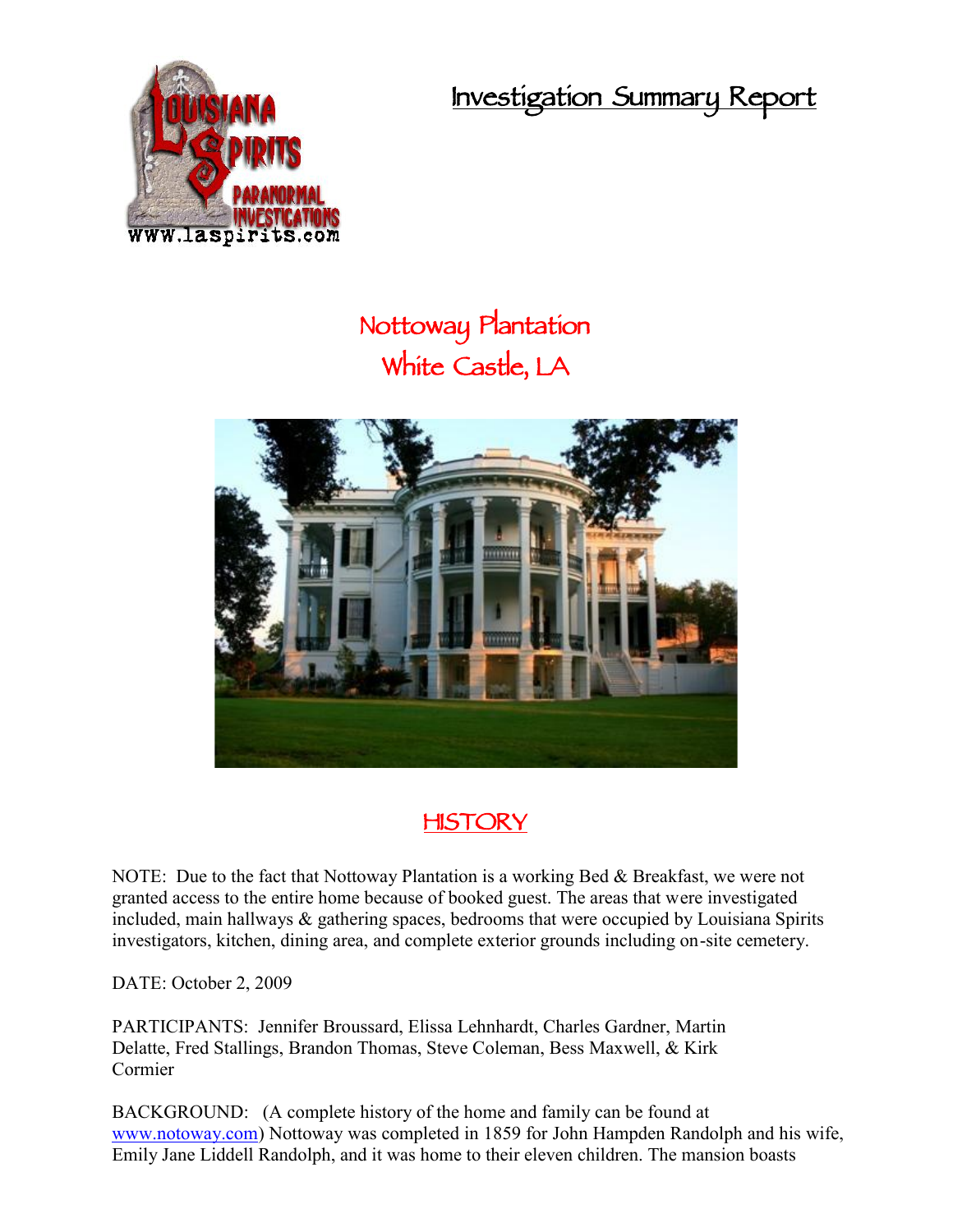# Investigation Summary Report

## Nottoway Plantation
## White Castle, LA

## HISTORY

NOTE: Due to the fact that Nottoway Plantation is a working Bed & Breakfast, we were not granted access to the entire home because of booked guest. The areas that were investigated included, main hallways & gathering spaces, bedrooms that were occupied by Louisiana Spirits investigators, kitchen, dining area, and complete exterior grounds including on-site cemetery.

DATE: October 2, 2009

PARTICIPANTS: Jennifer Broussard, Elissa Lehnhardt, Charles Gardner, Martin Delatte, Fred Stallings, Brandon Thomas, Steve Coleman, Bess Maxwell, & Kirk Cormier

BACKGROUND: (A complete history of the home and family can be found at www.notoway.com) Nottoway was completed in 1859 for John Hampden Randolph and his wife, Emily Jane Liddell Randolph, and it was home to their eleven children. The mansion boasts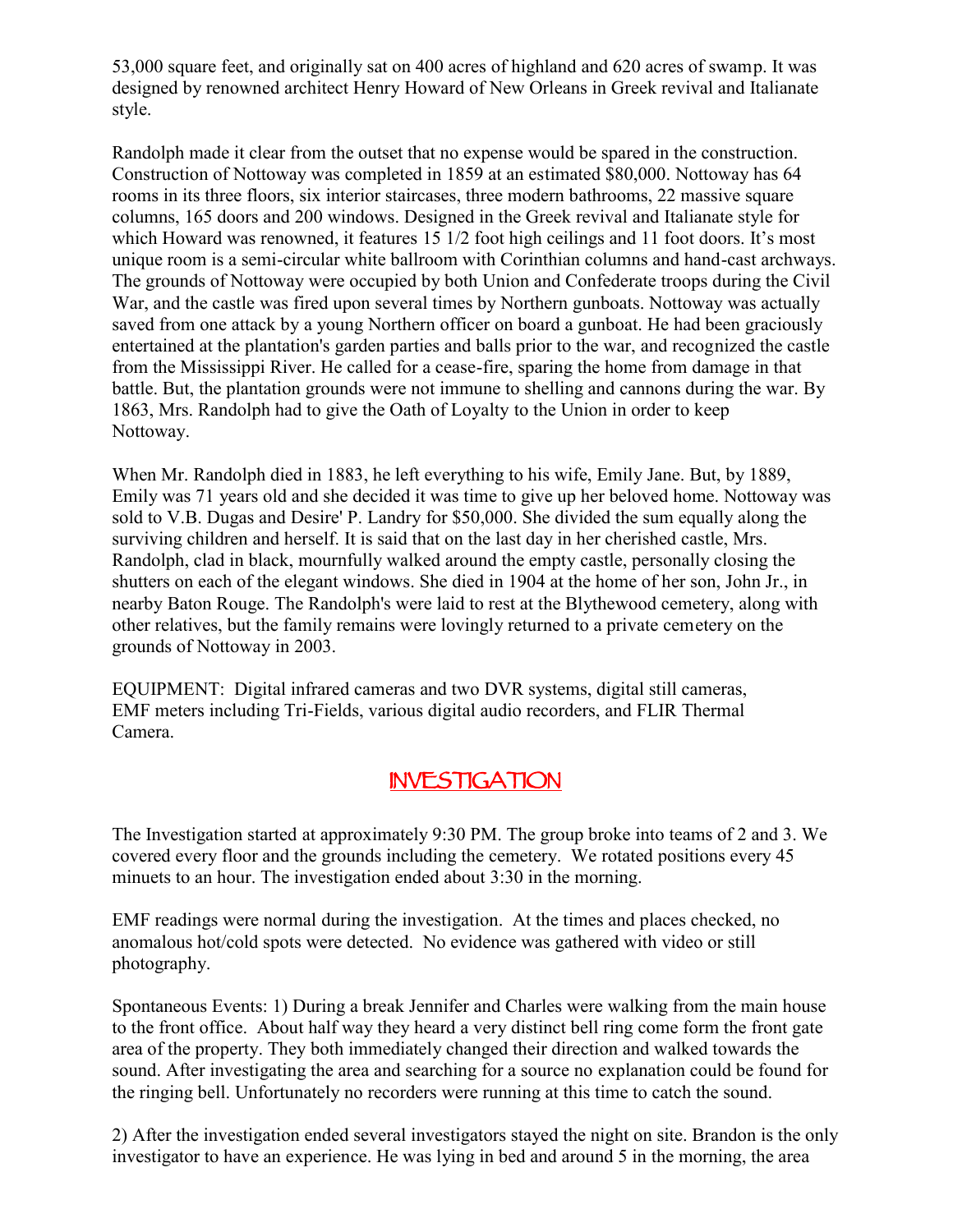53,000 square feet, and originally sat on 400 acres of highland and 620 acres of swamp. It was designed by renowned architect Henry Howard of New Orleans in Greek revival and Italianate style.

Randolph made it clear from the outset that no expense would be spared in the construction. Construction of Nottoway was completed in 1859 at an estimated $80,000. Nottoway has 64 rooms in its three floors, six interior staircases, three modern bathrooms, 22 massive square columns, 165 doors and 200 windows. Designed in the Greek revival and Italianate style for which Howard was renowned, it features 15 1/2 foot high ceilings and 11 foot doors. It's most unique room is a semi-circular white ballroom with Corinthian columns and hand-cast archways. The grounds of Nottoway were occupied by both Union and Confederate troops during the Civil War, and the castle was fired upon several times by Northern gunboats. Nottoway was actually saved from one attack by a young Northern officer on board a gunboat. He had been graciously entertained at the plantation's garden parties and balls prior to the war, and recognized the castle from the Mississippi River. He called for a cease-fire, sparing the home from damage in that battle. But, the plantation grounds were not immune to shelling and cannons during the war. By 1863, Mrs. Randolph had to give the Oath of Loyalty to the Union in order to keep Nottoway.

When Mr. Randolph died in 1883, he left everything to his wife, Emily Jane. But, by 1889, Emily was 71 years old and she decided it was time to give up her beloved home. Nottoway was sold to V.B. Dugas and Desire' P. Landry for $50,000. She divided the sum equally along the surviving children and herself. It is said that on the last day in her cherished castle, Mrs. Randolph, clad in black, mournfully walked around the empty castle, personally closing the shutters on each of the elegant windows. She died in 1904 at the home of her son, John Jr., in nearby Baton Rouge. The Randolph's were laid to rest at the Blythewood cemetery, along with other relatives, but the family remains were lovingly returned to a private cemetery on the grounds of Nottoway in 2003.

EQUIPMENT: Digital infrared cameras and two DVR systems, digital still cameras, EMF meters including Tri-Fields, various digital audio recorders, and FLIR Thermal Camera.

## INVESTIGATION

The Investigation started at approximately 9:30 PM. The group broke into teams of 2 and 3. We covered every floor and the grounds including the cemetery. We rotated positions every 45 minuets to an hour. The investigation ended about 3:30 in the morning.

EMF readings were normal during the investigation. At the times and places checked, no anomalous hot/cold spots were detected. No evidence was gathered with video or still photography.

Spontaneous Events: 1) During a break Jennifer and Charles were walking from the main house to the front office. About half way they heard a very distinct bell ring come form the front gate area of the property. They both immediately changed their direction and walked towards the sound. After investigating the area and searching for a source no explanation could be found for the ringing bell. Unfortunately no recorders were running at this time to catch the sound.

2) After the investigation ended several investigators stayed the night on site. Brandon is the only investigator to have an experience. He was lying in bed and around 5 in the morning, the area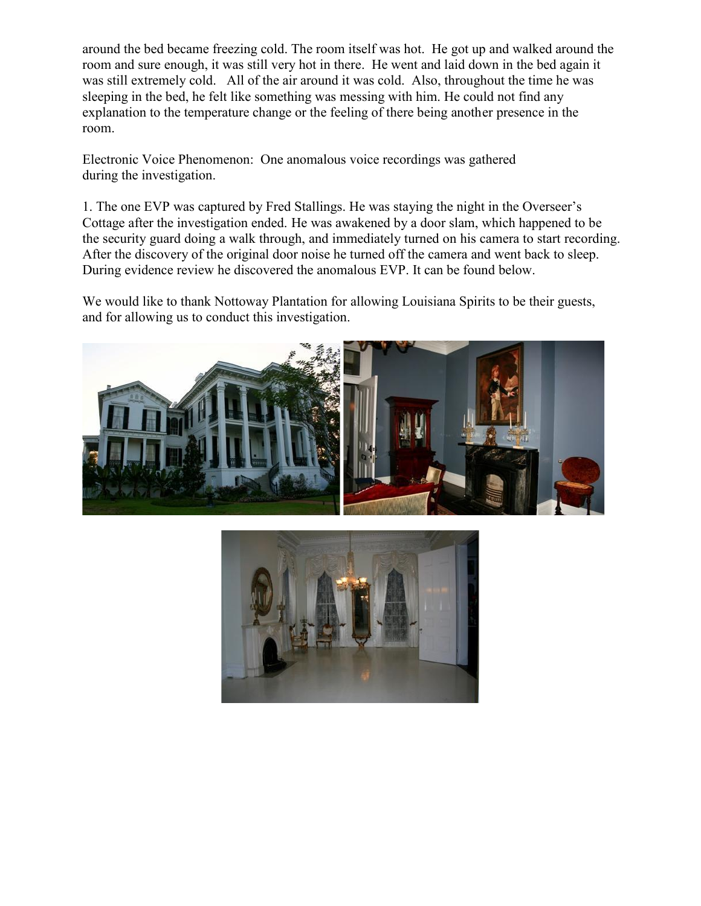around the bed became freezing cold. The room itself was hot. He got up and walked around the room and sure enough, it was still very hot in there. He went and laid down in the bed again it was still extremely cold. All of the air around it was cold. Also, throughout the time he was sleeping in the bed, he felt like something was messing with him. He could not find any explanation to the temperature change or the feeling of there being another presence in the room.

Electronic Voice Phenomenon: One anomalous voice recordings was gathered during the investigation.

1. The one EVP was captured by Fred Stallings. He was staying the night in the Overseer's Cottage after the investigation ended. He was awakened by a door slam, which happened to be the security guard doing a walk through, and immediately turned on his camera to start recording. After the discovery of the original door noise he turned off the camera and went back to sleep. During evidence review he discovered the anomalous EVP. It can be found below.

We would like to thank Nottoway Plantation for allowing Louisiana Spirits to be their guests, and for allowing us to conduct this investigation.